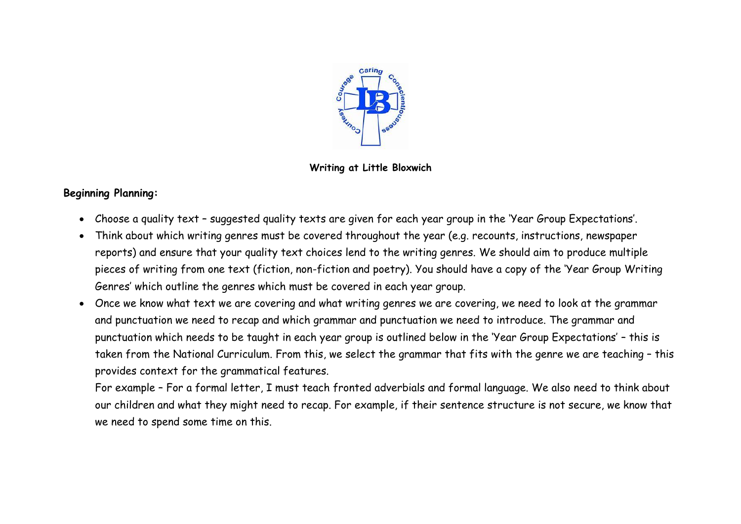# Writing at Little Bloxwich

**Beginning Planning:**

- Choose a quality text – suggested quality texts are given for each year group in the 'Year Group Expectations'.
- Think about which writing genres must be covered throughout the year (e.g. recounts, instructions, newspaper reports) and ensure that your quality text choices lend to the writing genres. We should aim to produce multiple pieces of writing from one text (fiction, non-fiction and poetry). You should have a copy of the 'Year Group Writing Genres' which outline the genres which must be covered in each year group.
- Once we know what text we are covering and what writing genres we are covering, we need to look at the grammar and punctuation we need to recap and which grammar and punctuation we need to introduce. The grammar and punctuation which needs to be taught in each year group is outlined below in the 'Year Group Expectations' – this is taken from the National Curriculum. From this, we select the grammar that fits with the genre we are teaching – this provides context for the grammatical features.

  For example – For a formal letter, I must teach fronted adverbials and formal language. We also need to think about our children and what they might need to recap. For example, if their sentence structure is not secure, we know that we need to spend some time on this.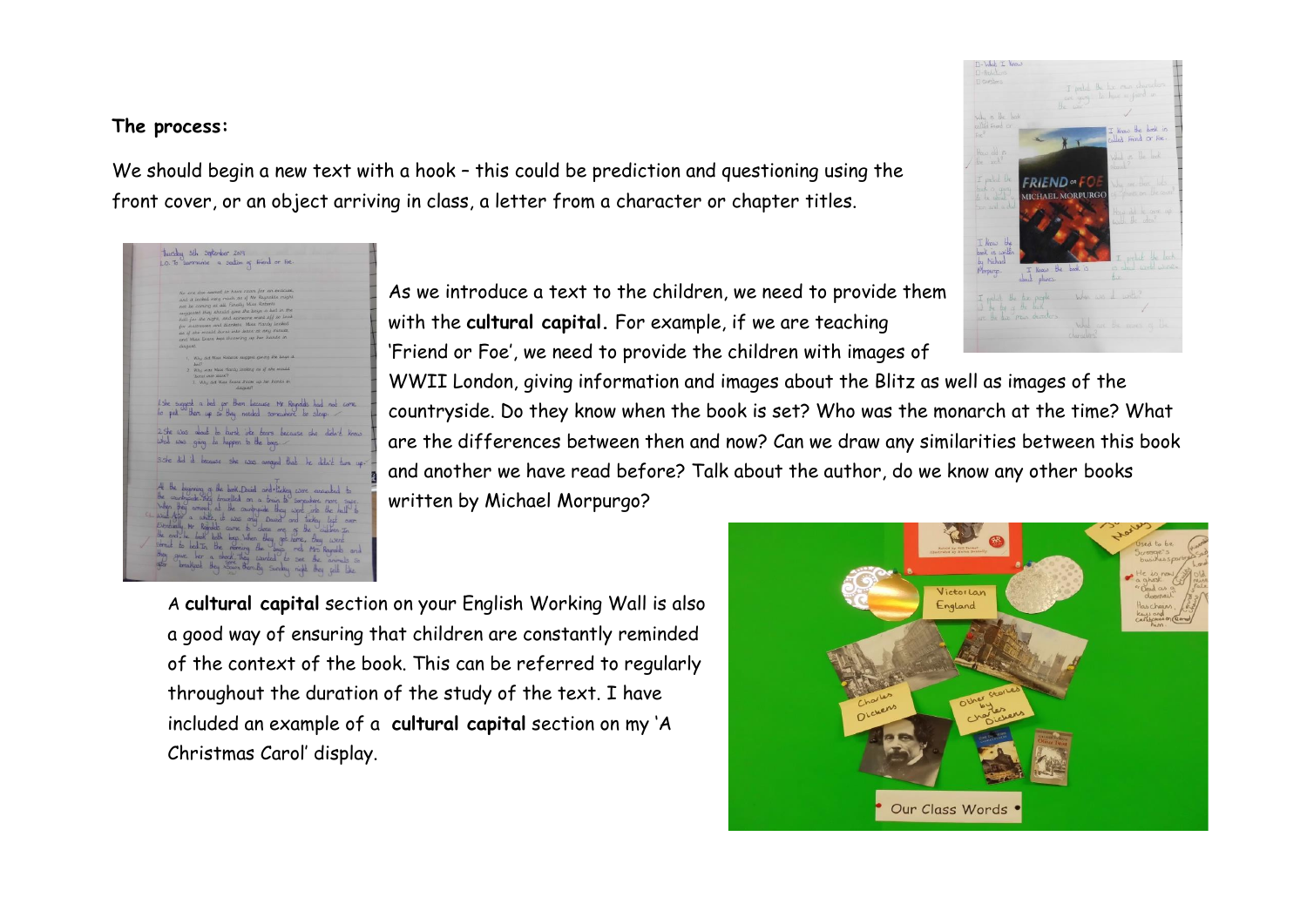**The process:**

We should begin a new text with a hook – this could be prediction and questioning using the front cover, or an object arriving in class, a letter from a character or chapter titles.

As we introduce a text to the children, we need to provide them with the **cultural capital.** For example, if we are teaching 'Friend or Foe', we need to provide the children with images of WWII London, giving information and images about the Blitz as well as images of the countryside. Do they know when the book is set? Who was the monarch at the time? What are the differences between then and now? Can we draw any similarities between this book and another we have read before? Talk about the author, do we know any other books written by Michael Morpurgo?

A **cultural capital** section on your English Working Wall is also a good way of ensuring that children are constantly reminded of the context of the book. This can be referred to regularly throughout the duration of the study of the text. I have included an example of a **cultural capital** section on my 'A Christmas Carol' display.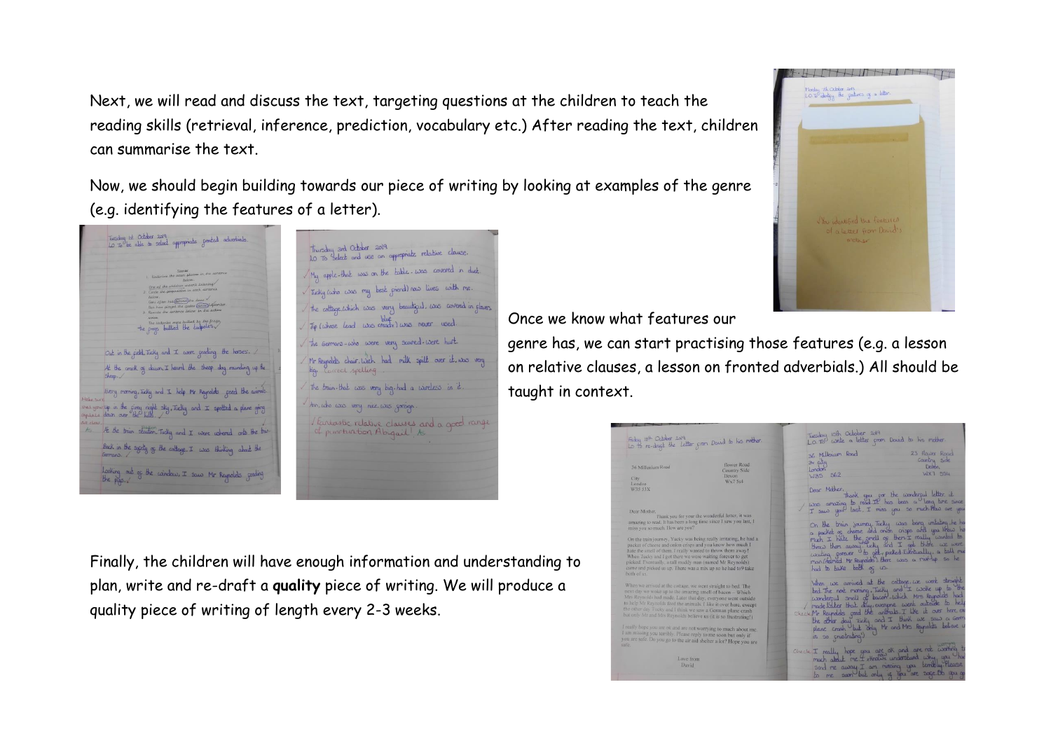Next, we will read and discuss the text, targeting questions at the children to teach the reading skills (retrieval, inference, prediction, vocabulary etc.) After reading the text, children can summarise the text.

Now, we should begin building towards our piece of writing by looking at examples of the genre (e.g. identifying the features of a letter).

Once we know what features our genre has, we can start practising those features (e.g. a lesson on relative clauses, a lesson on fronted adverbials.) All should be taught in context.

Finally, the children will have enough information and understanding to plan, write and re-draft a **quality** piece of writing. We will produce a quality piece of writing of length every 2-3 weeks.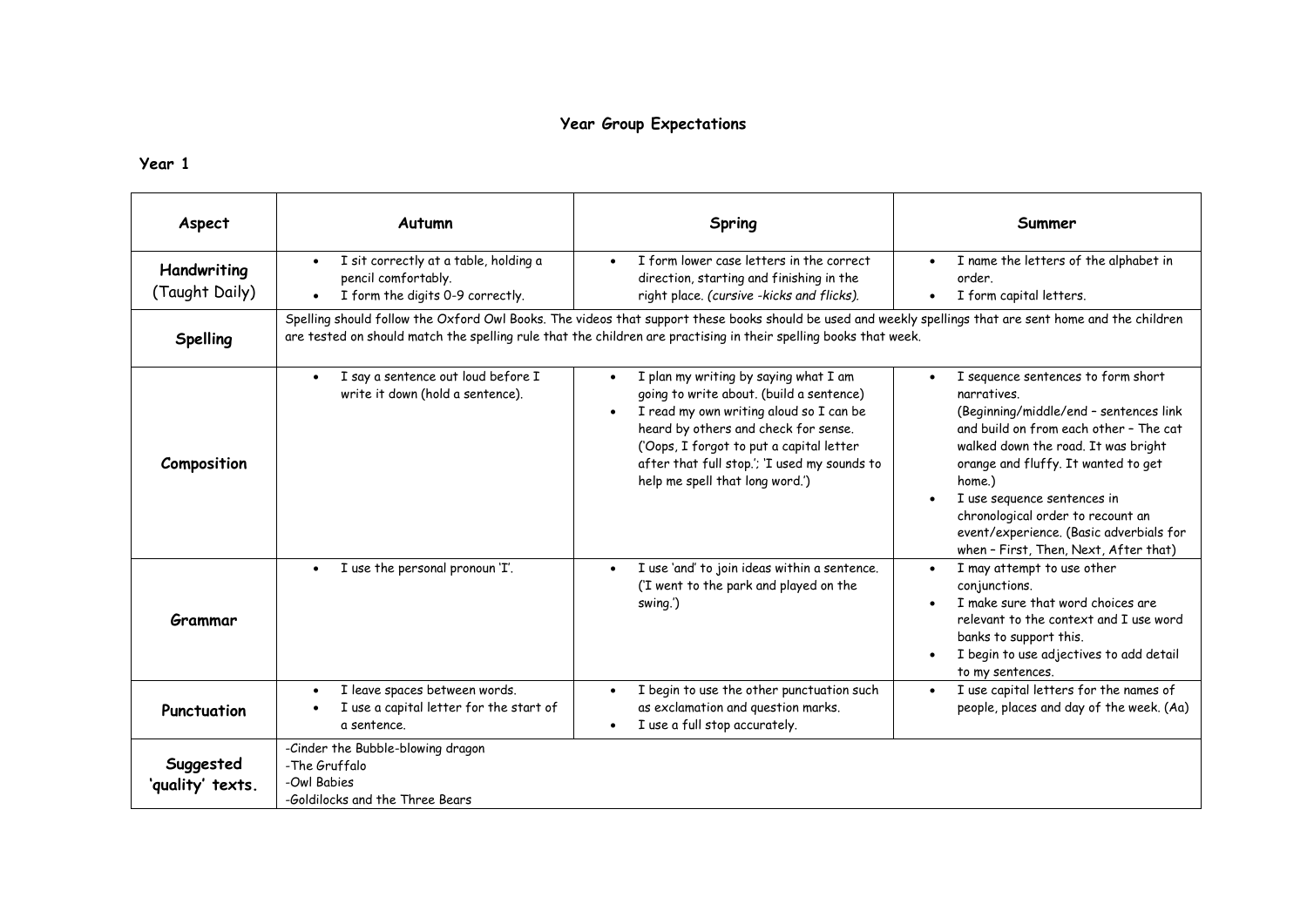# Year Group Expectations

## Year 1

| Aspect | Autumn | Spring | Summer |
|---|---|---|---|
| **Handwriting** (Taught Daily) | • I sit correctly at a table, holding a pencil comfortably.<br>• I form the digits 0-9 correctly. | • I form lower case letters in the correct direction, starting and finishing in the right place. *(cursive -kicks and flicks).* | • I name the letters of the alphabet in order.<br>• I form capital letters. |
| **Spelling** | Spelling should follow the Oxford Owl Books. The videos that support these books should be used and weekly spellings that are sent home and the children are tested on should match the spelling rule that the children are practising in their spelling books that week. | | |
| **Composition** | • I say a sentence out loud before I write it down (hold a sentence). | • I plan my writing by saying what I am going to write about. (build a sentence)<br>• I read my own writing aloud so I can be heard by others and check for sense. ('Oops, I forgot to put a capital letter after that full stop.'; 'I used my sounds to help me spell that long word.') | • I sequence sentences to form short narratives. (Beginning/middle/end – sentences link and build on from each other – The cat walked down the road. It was bright orange and fluffy. It wanted to get home.)<br>• I use sequence sentences in chronological order to recount an event/experience. (Basic adverbials for when – First, Then, Next, After that) |
| **Grammar** | • I use the personal pronoun 'I'. | • I use 'and' to join ideas within a sentence. ('I went to the park and played on the swing.') | • I may attempt to use other conjunctions.<br>• I make sure that word choices are relevant to the context and I use word banks to support this.<br>• I begin to use adjectives to add detail to my sentences. |
| **Punctuation** | • I leave spaces between words.<br>• I use a capital letter for the start of a sentence. | • I begin to use the other punctuation such as exclamation and question marks.<br>• I use a full stop accurately. | • I use capital letters for the names of people, places and day of the week. (Aa) |
| **Suggested 'quality' texts.** | -Cinder the Bubble-blowing dragon<br>-The Gruffalo<br>-Owl Babies<br>-Goldilocks and the Three Bears | | |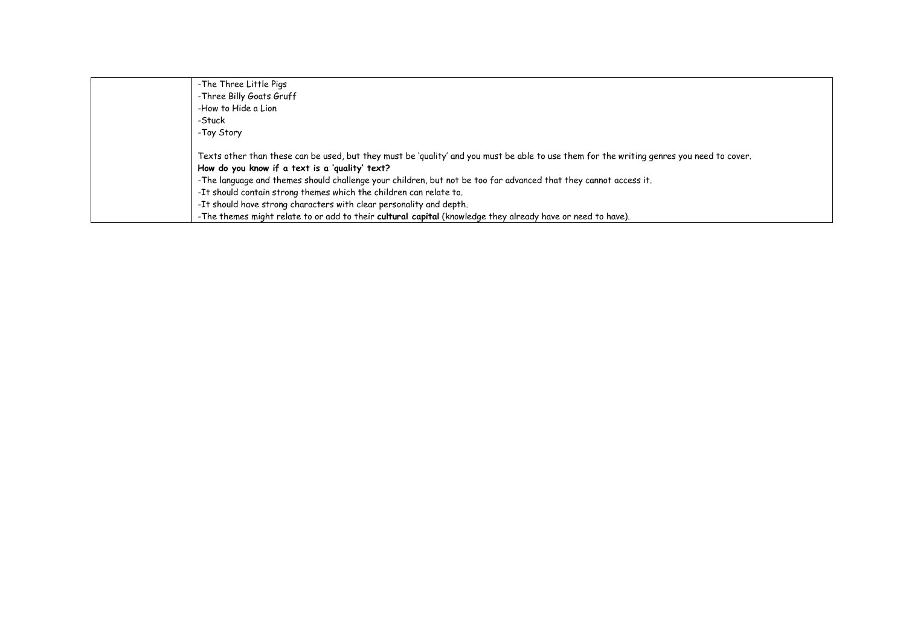|  |  |
|---|---|
|  | -The Three Little Pigs<br>-Three Billy Goats Gruff<br>-How to Hide a Lion<br>-Stuck<br>-Toy Story<br><br>Texts other than these can be used, but they must be 'quality' and you must be able to use them for the writing genres you need to cover.<br>**How do you know if a text is a 'quality' text?**<br>-The language and themes should challenge your children, but not be too far advanced that they cannot access it.<br>-It should contain strong themes which the children can relate to.<br>-It should have strong characters with clear personality and depth.<br>-The themes might relate to or add to their **cultural capital** (knowledge they already have or need to have). |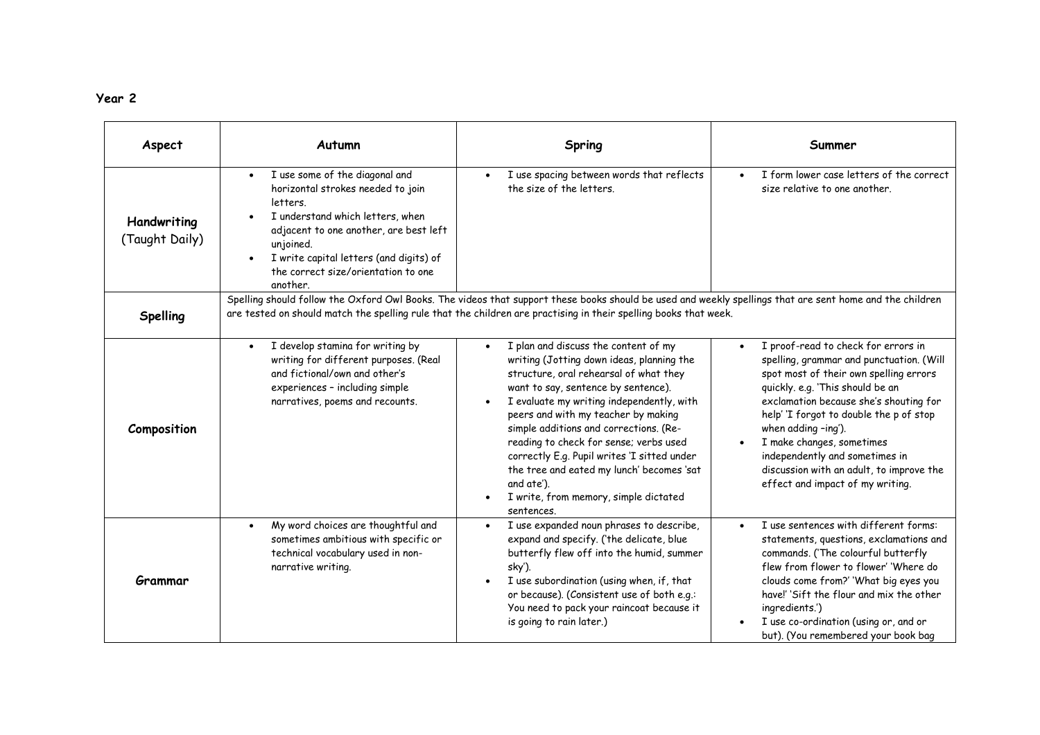**Year 2**

| Aspect | Autumn | Spring | Summer |
|---|---|---|---|
| **Handwriting** (Taught Daily) | • I use some of the diagonal and horizontal strokes needed to join letters.<br>• I understand which letters, when adjacent to one another, are best left unjoined.<br>• I write capital letters (and digits) of the correct size/orientation to one another. | • I use spacing between words that reflects the size of the letters. | • I form lower case letters of the correct size relative to one another. |
| **Spelling** | Spelling should follow the Oxford Owl Books. The videos that support these books should be used and weekly spellings that are sent home and the children are tested on should match the spelling rule that the children are practising in their spelling books that week. | | |
| **Composition** | • I develop stamina for writing by writing for different purposes. (Real and fictional/own and other's experiences – including simple narratives, poems and recounts. | • I plan and discuss the content of my writing (Jotting down ideas, planning the structure, oral rehearsal of what they want to say, sentence by sentence).<br>• I evaluate my writing independently, with peers and with my teacher by making simple additions and corrections. (Re-reading to check for sense; verbs used correctly E.g. Pupil writes 'I sitted under the tree and eated my lunch' becomes 'sat and ate').<br>• I write, from memory, simple dictated sentences. | • I proof-read to check for errors in spelling, grammar and punctuation. (Will spot most of their own spelling errors quickly. e.g. 'This should be an exclamation because she's shouting for help' 'I forgot to double the p of stop when adding –ing').<br>• I make changes, sometimes independently and sometimes in discussion with an adult, to improve the effect and impact of my writing. |
| **Grammar** | • My word choices are thoughtful and sometimes ambitious with specific or technical vocabulary used in non-narrative writing. | • I use expanded noun phrases to describe, expand and specify. ('the delicate, blue butterfly flew off into the humid, summer sky').<br>• I use subordination (using when, if, that or because). (Consistent use of both e.g.: You need to pack your raincoat because it is going to rain later.) | • I use sentences with different forms: statements, questions, exclamations and commands. ('The colourful butterfly flew from flower to flower' 'Where do clouds come from?' 'What big eyes you have!' 'Sift the flour and mix the other ingredients.')<br>• I use co-ordination (using or, and or but). (You remembered your book bag |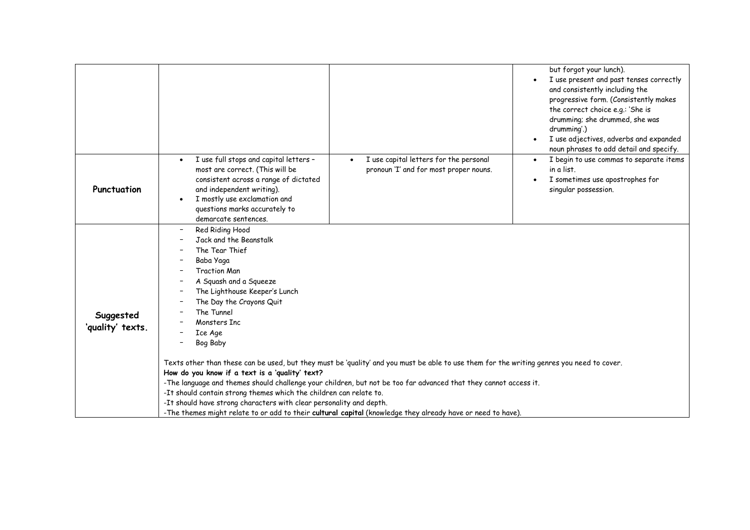| | | | |
|---|---|---|---|
| | | | but forgot your lunch).<br>• I use present and past tenses correctly and consistently including the progressive form. (Consistently makes the correct choice e.g.: 'She is drumming; she drummed, she was drumming'.)<br>• I use adjectives, adverbs and expanded noun phrases to add detail and specify. |
| **Punctuation** | • I use full stops and capital letters – most are correct. (This will be consistent across a range of dictated and independent writing).<br>• I mostly use exclamation and questions marks accurately to demarcate sentences. | • I use capital letters for the personal pronoun 'I' and for most proper nouns. | • I begin to use commas to separate items in a list.<br>• I sometimes use apostrophes for singular possession. |
| **Suggested 'quality' texts.** | – Red Riding Hood<br>– Jack and the Beanstalk<br>– The Tear Thief<br>– Baba Yaga<br>– Traction Man<br>– A Squash and a Squeeze<br>– The Lighthouse Keeper's Lunch<br>– The Day the Crayons Quit<br>– The Tunnel<br>– Monsters Inc<br>– Ice Age<br>– Bog Baby<br><br>Texts other than these can be used, but they must be 'quality' and you must be able to use them for the writing genres you need to cover.<br>**How do you know if a text is a 'quality' text?**<br>-The language and themes should challenge your children, but not be too far advanced that they cannot access it.<br>-It should contain strong themes which the children can relate to.<br>-It should have strong characters with clear personality and depth.<br>-The themes might relate to or add to their **cultural capital** (knowledge they already have or need to have). | | |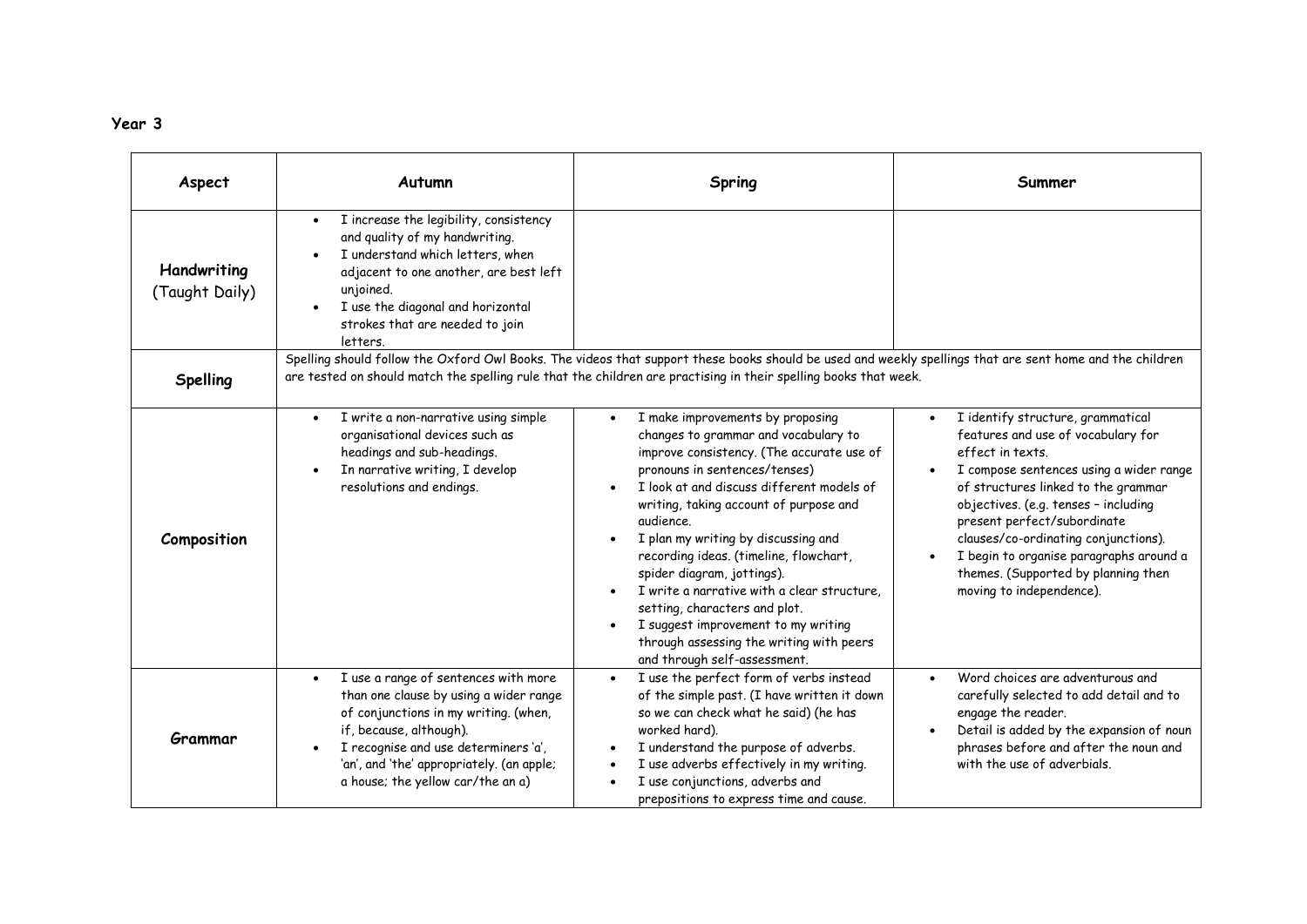**Year 3**

| Aspect | Autumn | Spring | Summer |
|---|---|---|---|
| **Handwriting** (Taught Daily) | • I increase the legibility, consistency and quality of my handwriting.<br>• I understand which letters, when adjacent to one another, are best left unjoined.<br>• I use the diagonal and horizontal strokes that are needed to join letters. | | |
| **Spelling** | Spelling should follow the Oxford Owl Books. The videos that support these books should be used and weekly spellings that are sent home and the children are tested on should match the spelling rule that the children are practising in their spelling books that week. | | |
| **Composition** | • I write a non-narrative using simple organisational devices such as headings and sub-headings.<br>• In narrative writing, I develop resolutions and endings. | • I make improvements by proposing changes to grammar and vocabulary to improve consistency. (The accurate use of pronouns in sentences/tenses)<br>• I look at and discuss different models of writing, taking account of purpose and audience.<br>• I plan my writing by discussing and recording ideas. (timeline, flowchart, spider diagram, jottings).<br>• I write a narrative with a clear structure, setting, characters and plot.<br>• I suggest improvement to my writing through assessing the writing with peers and through self-assessment. | • I identify structure, grammatical features and use of vocabulary for effect in texts.<br>• I compose sentences using a wider range of structures linked to the grammar objectives. (e.g. tenses – including present perfect/subordinate clauses/co-ordinating conjunctions).<br>• I begin to organise paragraphs around a themes. (Supported by planning then moving to independence). |
| **Grammar** | • I use a range of sentences with more than one clause by using a wider range of conjunctions in my writing. (when, if, because, although).<br>• I recognise and use determiners 'a', 'an', and 'the' appropriately. (an apple; a house; the yellow car/the an a) | • I use the perfect form of verbs instead of the simple past. (I have written it down so we can check what he said) (he has worked hard).<br>• I understand the purpose of adverbs.<br>• I use adverbs effectively in my writing.<br>• I use conjunctions, adverbs and prepositions to express time and cause. | • Word choices are adventurous and carefully selected to add detail and to engage the reader.<br>• Detail is added by the expansion of noun phrases before and after the noun and with the use of adverbials. |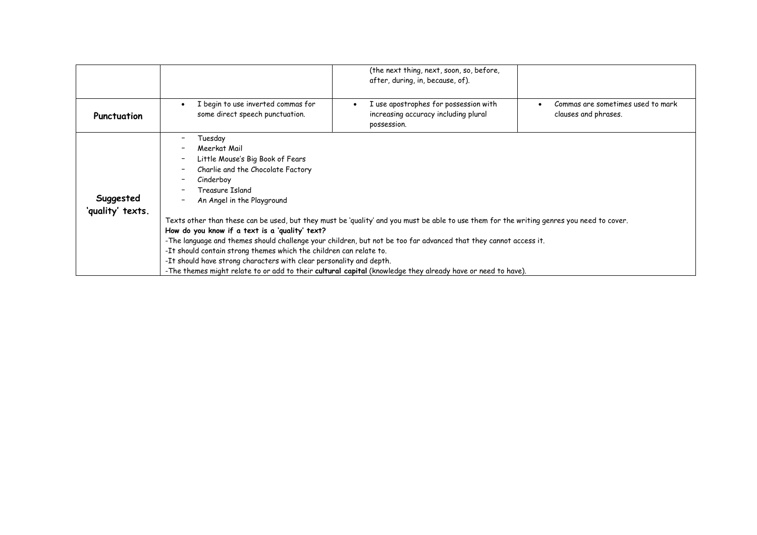| | | | |
|---|---|---|---|
| | | (the next thing, next, soon, so, before, after, during, in, because, of). | |
| **Punctuation** | • I begin to use inverted commas for some direct speech punctuation. | • I use apostrophes for possession with increasing accuracy including plural possession. | • Commas are sometimes used to mark clauses and phrases. |
| **Suggested 'quality' texts.** | - Tuesday<br>- Meerkat Mail<br>- Little Mouse's Big Book of Fears<br>- Charlie and the Chocolate Factory<br>- Cinderboy<br>- Treasure Island<br>- An Angel in the Playground<br><br>Texts other than these can be used, but they must be 'quality' and you must be able to use them for the writing genres you need to cover.<br>**How do you know if a text is a 'quality' text?**<br>-The language and themes should challenge your children, but not be too far advanced that they cannot access it.<br>-It should contain strong themes which the children can relate to.<br>-It should have strong characters with clear personality and depth.<br>-The themes might relate to or add to their **cultural capital** (knowledge they already have or need to have). | | |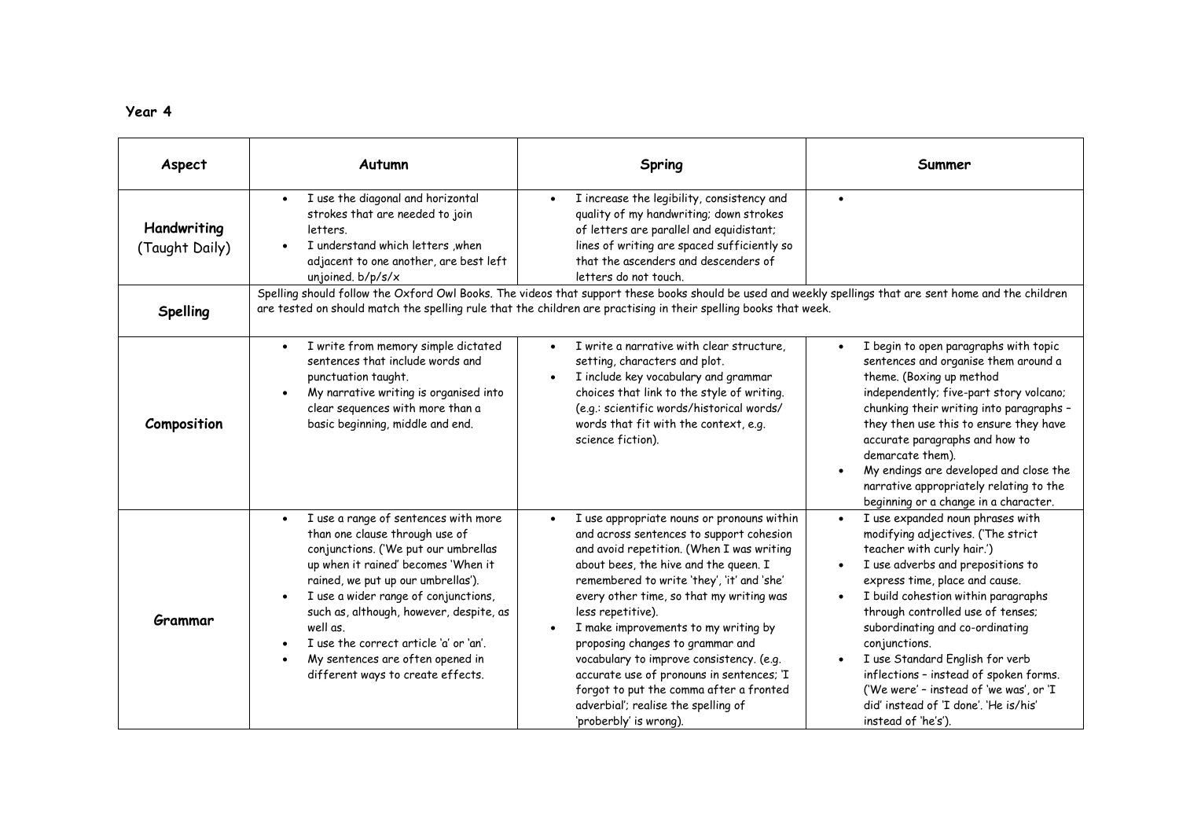**Year 4**

| Aspect | Autumn | Spring | Summer |
|---|---|---|---|
| **Handwriting** (Taught Daily) | • I use the diagonal and horizontal strokes that are needed to join letters.<br>• I understand which letters ,when adjacent to one another, are best left unjoined. b/p/s/x | • I increase the legibility, consistency and quality of my handwriting; down strokes of letters are parallel and equidistant; lines of writing are spaced sufficiently so that the ascenders and descenders of letters do not touch. | • |
| **Spelling** | Spelling should follow the Oxford Owl Books. The videos that support these books should be used and weekly spellings that are sent home and the children are tested on should match the spelling rule that the children are practising in their spelling books that week. | | |
| **Composition** | • I write from memory simple dictated sentences that include words and punctuation taught.<br>• My narrative writing is organised into clear sequences with more than a basic beginning, middle and end. | • I write a narrative with clear structure, setting, characters and plot.<br>• I include key vocabulary and grammar choices that link to the style of writing. (e.g.: scientific words/historical words/ words that fit with the context, e.g. science fiction). | • I begin to open paragraphs with topic sentences and organise them around a theme. (Boxing up method independently; five-part story volcano; chunking their writing into paragraphs – they then use this to ensure they have accurate paragraphs and how to demarcate them).<br>• My endings are developed and close the narrative appropriately relating to the beginning or a change in a character. |
| **Grammar** | • I use a range of sentences with more than one clause through use of conjunctions. ('We put our umbrellas up when it rained' becomes 'When it rained, we put up our umbrellas').<br>• I use a wider range of conjunctions, such as, although, however, despite, as well as.<br>• I use the correct article 'a' or 'an'.<br>• My sentences are often opened in different ways to create effects. | • I use appropriate nouns or pronouns within and across sentences to support cohesion and avoid repetition. (When I was writing about bees, the hive and the queen. I remembered to write 'they', 'it' and 'she' every other time, so that my writing was less repetitive).<br>• I make improvements to my writing by proposing changes to grammar and vocabulary to improve consistency. (e.g. accurate use of pronouns in sentences; 'I forgot to put the comma after a fronted adverbial'; realise the spelling of 'proberbly' is wrong). | • I use expanded noun phrases with modifying adjectives. ('The strict teacher with curly hair.')<br>• I use adverbs and prepositions to express time, place and cause.<br>• I build cohesion within paragraphs through controlled use of tenses; subordinating and co-ordinating conjunctions.<br>• I use Standard English for verb inflections – instead of spoken forms. ('We were' – instead of 'we was', or 'I did' instead of 'I done'. 'He is/his' instead of 'he's'). |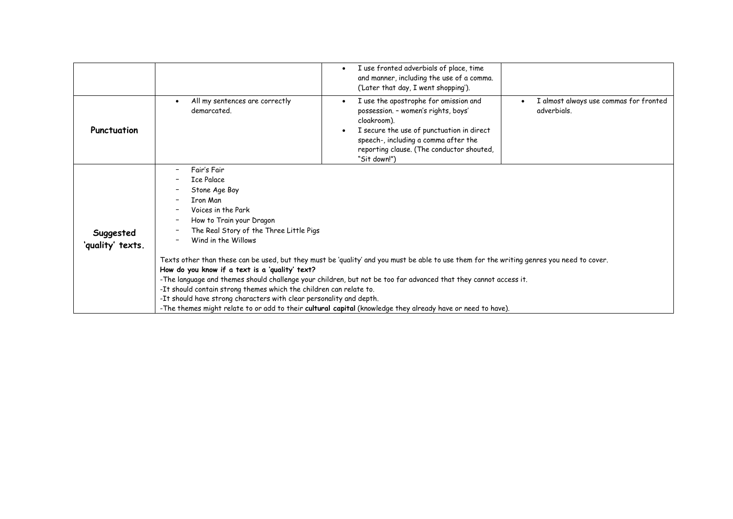| | | | |
|---|---|---|---|
| | | • I use fronted adverbials of place, time and manner, including the use of a comma. ('Later that day, I went shopping'). | |
| **Punctuation** | • All my sentences are correctly demarcated. | • I use the apostrophe for omission and possession. – women's rights, boys' cloakroom).<br>• I secure the use of punctuation in direct speech-, including a comma after the reporting clause. (The conductor shouted, "Sit down!") | • I almost always use commas for fronted adverbials. |
| **Suggested 'quality' texts.** | – Fair's Fair<br>– Ice Palace<br>– Stone Age Boy<br>– Iron Man<br>– Voices in the Park<br>– How to Train your Dragon<br>– The Real Story of the Three Little Pigs<br>– Wind in the Willows<br><br>Texts other than these can be used, but they must be 'quality' and you must be able to use them for the writing genres you need to cover.<br>**How do you know if a text is a 'quality' text?**<br>-The language and themes should challenge your children, but not be too far advanced that they cannot access it.<br>-It should contain strong themes which the children can relate to.<br>-It should have strong characters with clear personality and depth.<br>-The themes might relate to or add to their **cultural capital** (knowledge they already have or need to have). | | |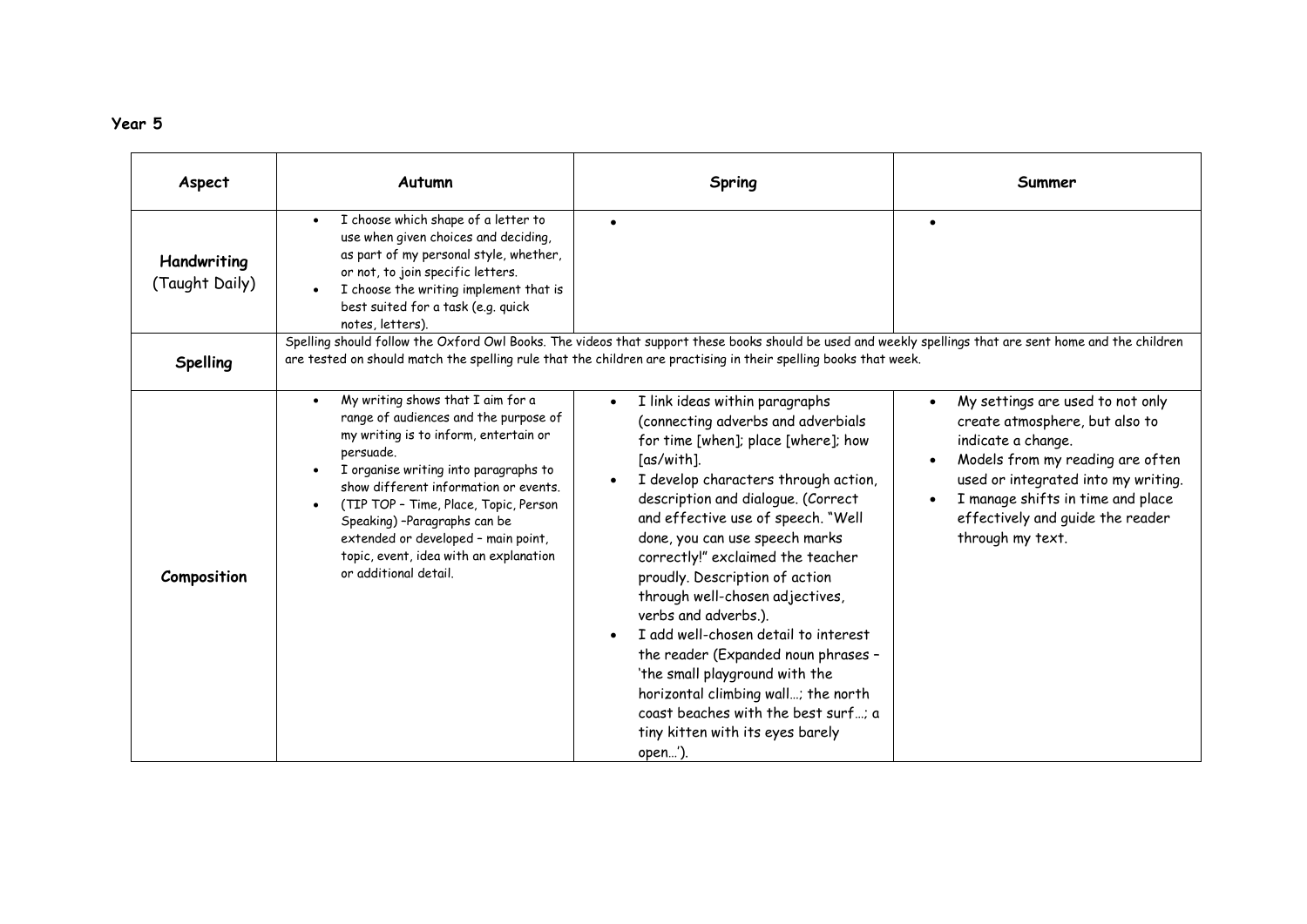**Year 5**

| Aspect | Autumn | Spring | Summer |
|---|---|---|---|
| **Handwriting** (Taught Daily) | • I choose which shape of a letter to use when given choices and deciding, as part of my personal style, whether, or not, to join specific letters.<br>• I choose the writing implement that is best suited for a task (e.g. quick notes, letters). | • | • |
| **Spelling** | Spelling should follow the Oxford Owl Books. The videos that support these books should be used and weekly spellings that are sent home and the children are tested on should match the spelling rule that the children are practising in their spelling books that week. | | |
| **Composition** | • My writing shows that I aim for a range of audiences and the purpose of my writing is to inform, entertain or persuade.<br>• I organise writing into paragraphs to show different information or events.<br>• (TIP TOP – Time, Place, Topic, Person Speaking) –Paragraphs can be extended or developed – main point, topic, event, idea with an explanation or additional detail. | • I link ideas within paragraphs (connecting adverbs and adverbials for time [when]; place [where]; how [as/with].<br>• I develop characters through action, description and dialogue. (Correct and effective use of speech. "Well done, you can use speech marks correctly!" exclaimed the teacher proudly. Description of action through well-chosen adjectives, verbs and adverbs.).<br>• I add well-chosen detail to interest the reader (Expanded noun phrases – 'the small playground with the horizontal climbing wall…; the north coast beaches with the best surf…; a tiny kitten with its eyes barely open…'). | • My settings are used to not only create atmosphere, but also to indicate a change.<br>• Models from my reading are often used or integrated into my writing.<br>• I manage shifts in time and place effectively and guide the reader through my text. |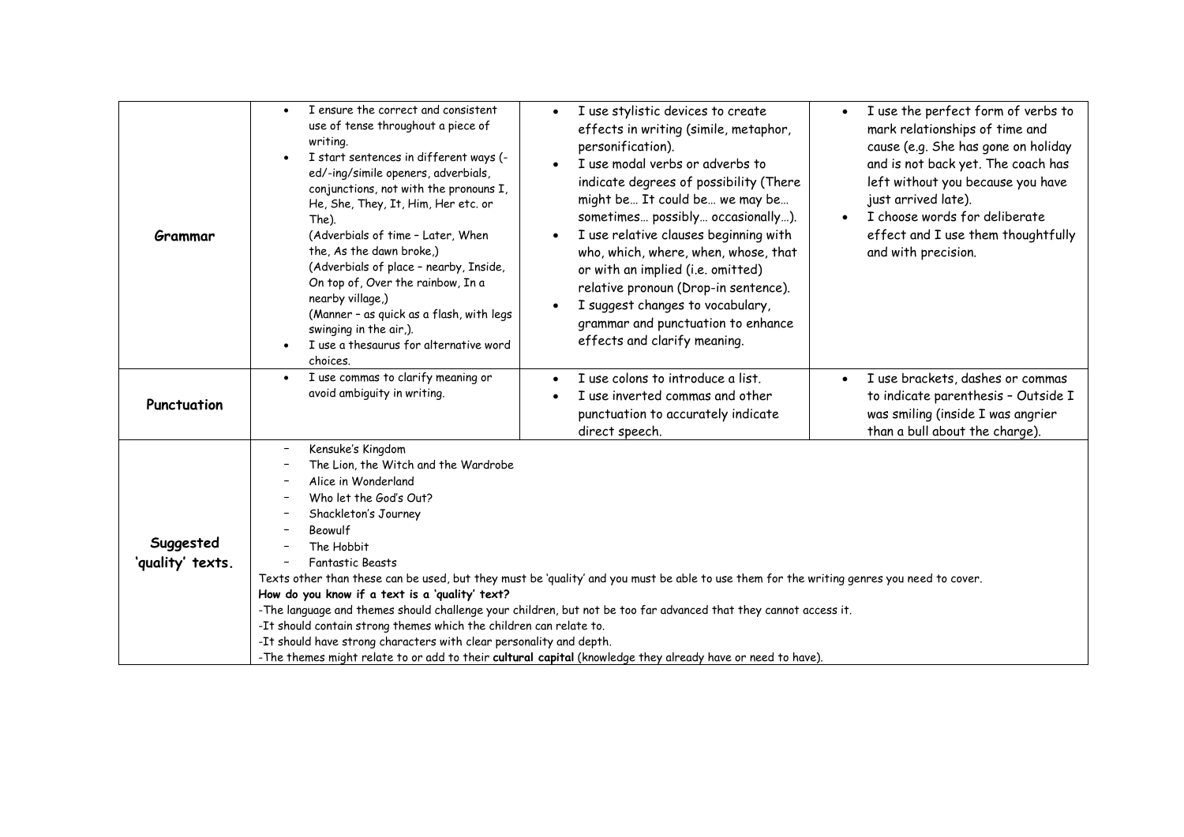| | | | |
|---|---|---|---|
| **Grammar** | • I ensure the correct and consistent use of tense throughout a piece of writing.<br>• I start sentences in different ways (-ed/-ing/simile openers, adverbials, conjunctions, not with the pronouns I, He, She, They, It, Him, Her etc. or The).<br>(Adverbials of time – Later, When the, As the dawn broke,)<br>(Adverbials of place – nearby, Inside, On top of, Over the rainbow, In a nearby village,)<br>(Manner – as quick as a flash, with legs swinging in the air,).<br>• I use a thesaurus for alternative word choices. | • I use stylistic devices to create effects in writing (simile, metaphor, personification).<br>• I use modal verbs or adverbs to indicate degrees of possibility (There might be… It could be… we may be… sometimes… possibly… occasionally…).<br>• I use relative clauses beginning with who, which, where, when, whose, that or with an implied (i.e. omitted) relative pronoun (Drop-in sentence).<br>• I suggest changes to vocabulary, grammar and punctuation to enhance effects and clarify meaning. | • I use the perfect form of verbs to mark relationships of time and cause (e.g. She has gone on holiday and is not back yet. The coach has left without you because you have just arrived late).<br>• I choose words for deliberate effect and I use them thoughtfully and with precision. |
| **Punctuation** | • I use commas to clarify meaning or avoid ambiguity in writing. | • I use colons to introduce a list.<br>• I use inverted commas and other punctuation to accurately indicate direct speech. | • I use brackets, dashes or commas to indicate parenthesis – Outside I was smiling (inside I was angrier than a bull about the charge). |
| **Suggested 'quality' texts.** | – Kensuke's Kingdom<br>– The Lion, the Witch and the Wardrobe<br>– Alice in Wonderland<br>– Who let the God's Out?<br>– Shackleton's Journey<br>– Beowulf<br>– The Hobbit<br>– Fantastic Beasts<br>Texts other than these can be used, but they must be 'quality' and you must be able to use them for the writing genres you need to cover.<br>**How do you know if a text is a 'quality' text?**<br>-The language and themes should challenge your children, but not be too far advanced that they cannot access it.<br>-It should contain strong themes which the children can relate to.<br>-It should have strong characters with clear personality and depth.<br>-The themes might relate to or add to their **cultural capital** (knowledge they already have or need to have). | | |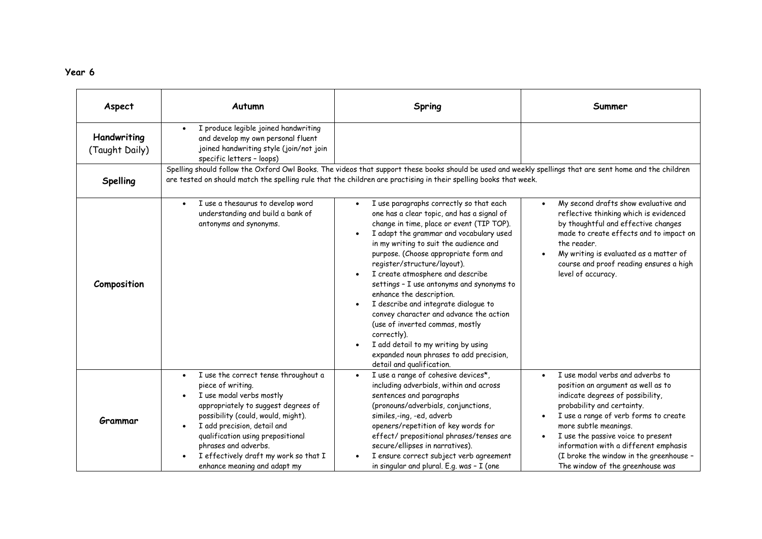**Year 6**

| Aspect | Autumn | Spring | Summer |
| --- | --- | --- | --- |
| **Handwriting** (Taught Daily) | • I produce legible joined handwriting and develop my own personal fluent joined handwriting style (join/not join specific letters – loops) | | |
| **Spelling** | Spelling should follow the Oxford Owl Books. The videos that support these books should be used and weekly spellings that are sent home and the children are tested on should match the spelling rule that the children are practising in their spelling books that week. | | |
| **Composition** | • I use a thesaurus to develop word understanding and build a bank of antonyms and synonyms. | • I use paragraphs correctly so that each one has a clear topic, and has a signal of change in time, place or event (TIP TOP).<br>• I adapt the grammar and vocabulary used in my writing to suit the audience and purpose. (Choose appropriate form and register/structure/layout).<br>• I create atmosphere and describe settings – I use antonyms and synonyms to enhance the description.<br>• I describe and integrate dialogue to convey character and advance the action (use of inverted commas, mostly correctly).<br>• I add detail to my writing by using expanded noun phrases to add precision, detail and qualification. | • My second drafts show evaluative and reflective thinking which is evidenced by thoughtful and effective changes made to create effects and to impact on the reader.<br>• My writing is evaluated as a matter of course and proof reading ensures a high level of accuracy. |
| **Grammar** | • I use the correct tense throughout a piece of writing.<br>• I use modal verbs mostly appropriately to suggest degrees of possibility (could, would, might).<br>• I add precision, detail and qualification using prepositional phrases and adverbs.<br>• I effectively draft my work so that I enhance meaning and adapt my | • I use a range of cohesive devices*, including adverbials, within and across sentences and paragraphs (pronouns/adverbials, conjunctions, similes,-ing, -ed, adverb openers/repetition of key words for effect/ prepositional phrases/tenses are secure/ellipses in narratives).<br>• I ensure correct subject verb agreement in singular and plural. E.g. was – I (one | • I use modal verbs and adverbs to position an argument as well as to indicate degrees of possibility, probability and certainty.<br>• I use a range of verb forms to create more subtle meanings.<br>• I use the passive voice to present information with a different emphasis (I broke the window in the greenhouse – The window of the greenhouse was |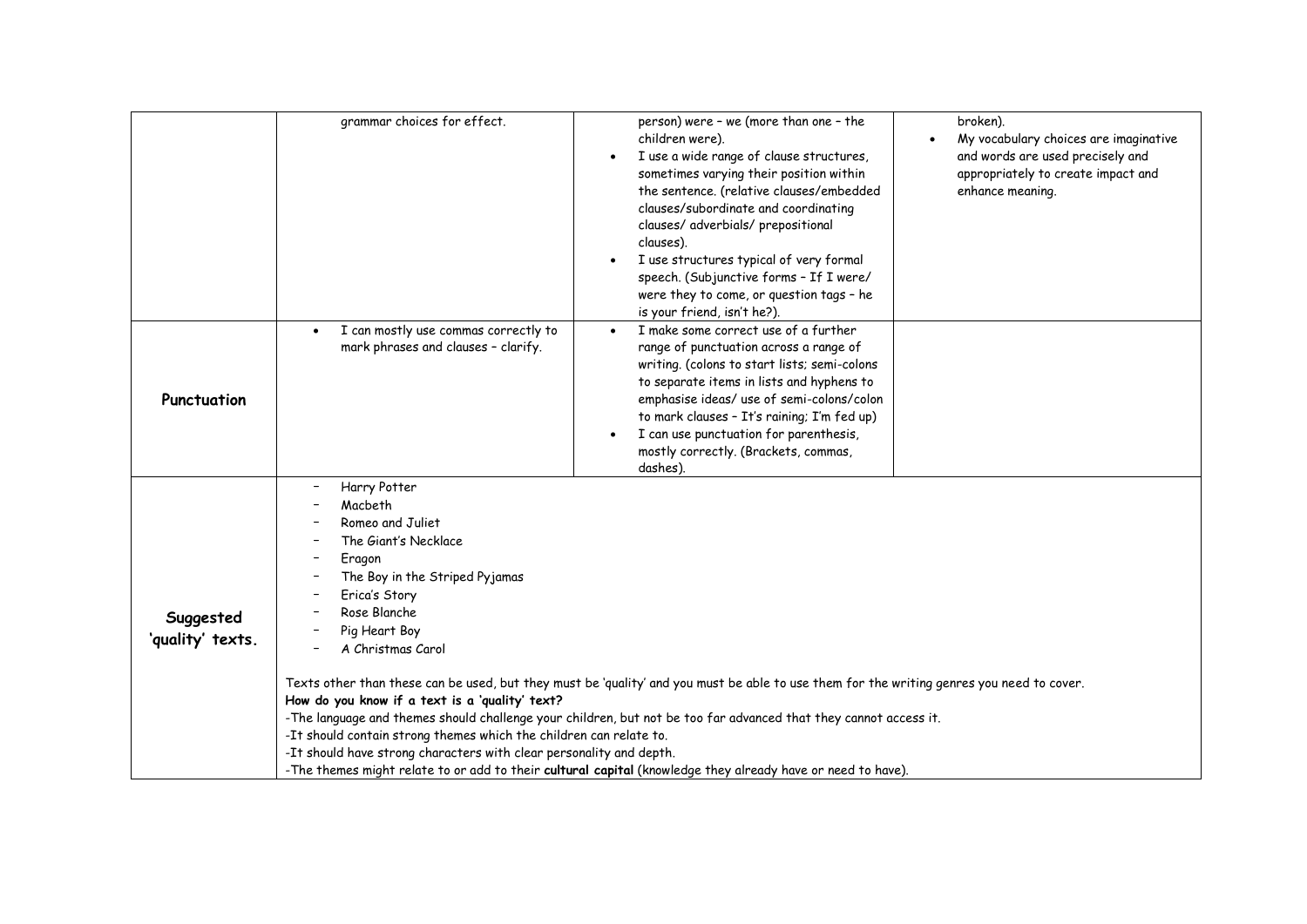| | | | |
|---|---|---|---|
| | grammar choices for effect. | person) were – we (more than one – the children were).<br>• I use a wide range of clause structures, sometimes varying their position within the sentence. (relative clauses/embedded clauses/subordinate and coordinating clauses/ adverbials/ prepositional clauses).<br>• I use structures typical of very formal speech. (Subjunctive forms – If I were/ were they to come, or question tags – he is your friend, isn't he?). | broken).<br>• My vocabulary choices are imaginative and words are used precisely and appropriately to create impact and enhance meaning. |
| **Punctuation** | • I can mostly use commas correctly to mark phrases and clauses – clarify. | • I make some correct use of a further range of punctuation across a range of writing. (colons to start lists; semi-colons to separate items in lists and hyphens to emphasise ideas/ use of semi-colons/colon to mark clauses – It's raining; I'm fed up)<br>• I can use punctuation for parenthesis, mostly correctly. (Brackets, commas, dashes). | |
| **Suggested 'quality' texts.** | – Harry Potter<br>– Macbeth<br>– Romeo and Juliet<br>– The Giant's Necklace<br>– Eragon<br>– The Boy in the Striped Pyjamas<br>– Erica's Story<br>– Rose Blanche<br>– Pig Heart Boy<br>– A Christmas Carol<br><br>Texts other than these can be used, but they must be 'quality' and you must be able to use them for the writing genres you need to cover.<br>**How do you know if a text is a 'quality' text?**<br>-The language and themes should challenge your children, but not be too far advanced that they cannot access it.<br>-It should contain strong themes which the children can relate to.<br>-It should have strong characters with clear personality and depth.<br>-The themes might relate to or add to their **cultural capital** (knowledge they already have or need to have). | | |